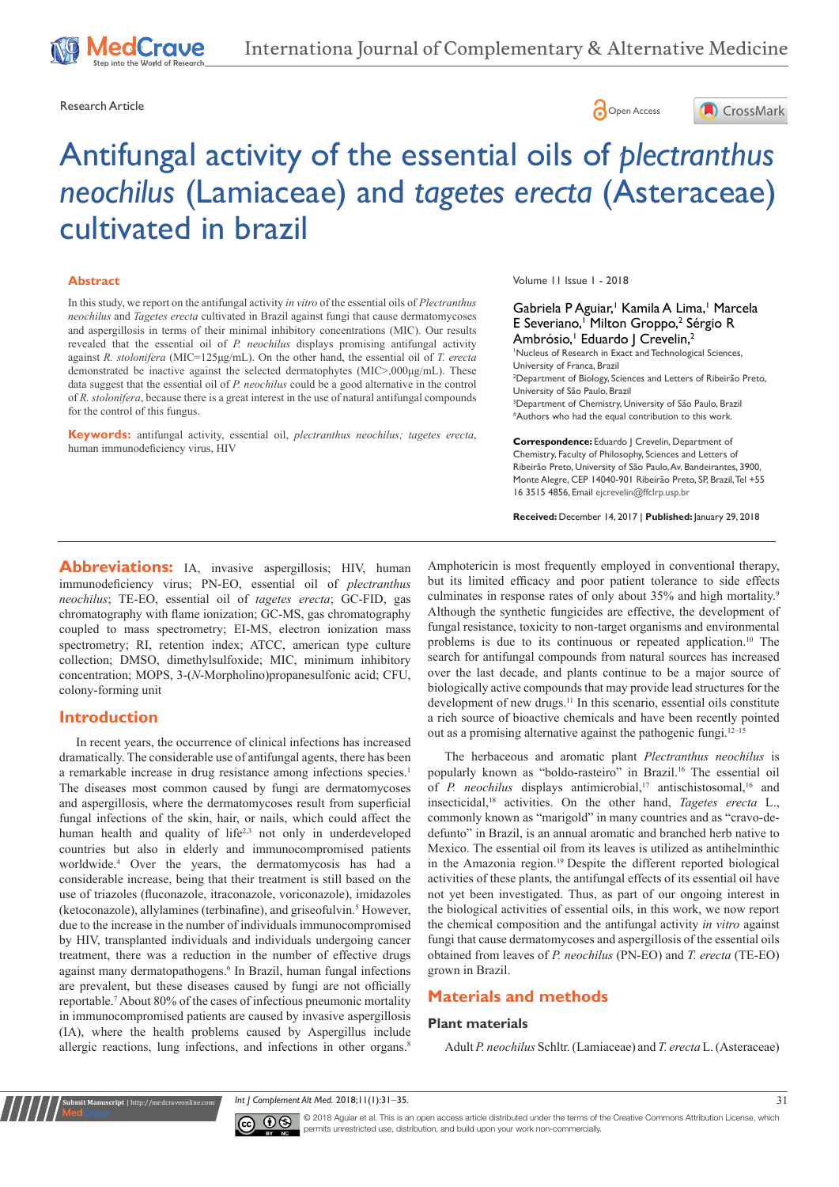Research Article

# Antifungal activity of the essential oils of *plectranthus neochilus* (Lamiaceae) and *tagetes erecta* (Asteraceae) cultivated in brazil

Gabriela P Aguiar,[1] Kamila A Lima,[1] Marcela E Severiano,[1] Milton Groppo,[2] Sérgio R Ambrósio,[1] Eduardo J Crevelin,[2]

[1]Nucleus of Research in Exact and Technological Sciences, University of Franca, Brazil
[2]Department of Biology, Sciences and Letters of Ribeirão Preto, University of São Paulo, Brazil
[3]Department of Chemistry, University of São Paulo, Brazil
[#]Authors who had the equal contribution to this work.

**Correspondence:** Eduardo J Crevelin, Department of Chemistry, Faculty of Philosophy, Sciences and Letters of Ribeirão Preto, University of São Paulo, Av. Bandeirantes, 3900, Monte Alegre, CEP 14040-901 Ribeirão Preto, SP, Brazil, Tel +55 16 3515 4856, Email ejcrevelin@ffclrp.usp.br

**Received:** December 14, 2017 | **Published:** January 29, 2018

## Abstract

In this study, we report on the antifungal activity *in vitro* of the essential oils of *Plectranthus neochilus* and *Tagetes erecta* cultivated in Brazil against fungi that cause dermatomycoses and aspergillosis in terms of their minimal inhibitory concentrations (MIC). Our results revealed that the essential oil of *P. neochilus* displays promising antifungal activity against *R. stolonifera* (MIC=125μg/mL). On the other hand, the essential oil of *T. erecta* demonstrated be inactive against the selected dermatophytes (MIC>,000μg/mL). These data suggest that the essential oil of *P. neochilus* could be a good alternative in the control of *R. stolonifera*, because there is a great interest in the use of natural antifungal compounds for the control of this fungus.

**Keywords:** antifungal activity, essential oil, *plectranthus neochilus; tagetes erecta*, human immunodeficiency virus, HIV

**Abbreviations:** IA, invasive aspergillosis; HIV, human immunodeficiency virus; PN-EO, essential oil of *plectranthus neochilus*; TE-EO, essential oil of *tagetes erecta*; GC-FID, gas chromatography with flame ionization; GC-MS, gas chromatography coupled to mass spectrometry; EI-MS, electron ionization mass spectrometry; RI, retention index; ATCC, american type culture collection; DMSO, dimethylsulfoxide; MIC, minimum inhibitory concentration; MOPS, 3-(*N*-Morpholino)propanesulfonic acid; CFU, colony-forming unit

## Introduction

In recent years, the occurrence of clinical infections has increased dramatically. The considerable use of antifungal agents, there has been a remarkable increase in drug resistance among infections species.[1] The diseases most common caused by fungi are dermatomycoses and aspergillosis, where the dermatomycoses result from superficial fungal infections of the skin, hair, or nails, which could affect the human health and quality of life[2,3] not only in underdeveloped countries but also in elderly and immunocompromised patients worldwide.[4] Over the years, the dermatomycosis has had a considerable increase, being that their treatment is still based on the use of triazoles (fluconazole, itraconazole, voriconazole), imidazoles (ketoconazole), allylamines (terbinafine), and griseofulvin.[5] However, due to the increase in the number of individuals immunocompromised by HIV, transplanted individuals and individuals undergoing cancer treatment, there was a reduction in the number of effective drugs against many dermatopathogens.[6] In Brazil, human fungal infections are prevalent, but these diseases caused by fungi are not officially reportable.[7] About 80% of the cases of infectious pneumonic mortality in immunocompromised patients are caused by invasive aspergillosis (IA), where the health problems caused by Aspergillus include allergic reactions, lung infections, and infections in other organs.[8] Amphotericin is most frequently employed in conventional therapy, but its limited efficacy and poor patient tolerance to side effects culminates in response rates of only about 35% and high mortality.[9] Although the synthetic fungicides are effective, the development of fungal resistance, toxicity to non-target organisms and environmental problems is due to its continuous or repeated application.[10] The search for antifungal compounds from natural sources has increased over the last decade, and plants continue to be a major source of biologically active compounds that may provide lead structures for the development of new drugs.[11] In this scenario, essential oils constitute a rich source of bioactive chemicals and have been recently pointed out as a promising alternative against the pathogenic fungi.[12–15]

The herbaceous and aromatic plant *Plectranthus neochilus* is popularly known as "boldo-rasteiro" in Brazil.[16] The essential oil of *P. neochilus* displays antimicrobial,[17] antischistosomal,[16] and insecticidal,[18] activities. On the other hand, *Tagetes erecta* L., commonly known as "marigold" in many countries and as "cravo-de-defunto" in Brazil, is an annual aromatic and branched herb native to Mexico. The essential oil from its leaves is utilized as antihelminthic in the Amazonia region.[19] Despite the different reported biological activities of these plants, the antifungal effects of its essential oil have not yet been investigated. Thus, as part of our ongoing interest in the biological activities of essential oils, in this work, we now report the chemical composition and the antifungal activity *in vitro* against fungi that cause dermatomycoses and aspergillosis of the essential oils obtained from leaves of *P. neochilus* (PN-EO) and *T. erecta* (TE-EO) grown in Brazil.

## Materials and methods

### Plant materials

Adult *P. neochilus* Schltr. (Lamiaceae) and *T. erecta* L. (Asteraceae)

© 2018 Aguiar et al. This is an open access article distributed under the terms of the Creative Commons Attribution License, which permits unrestricted use, distribution, and build upon your work non-commercially.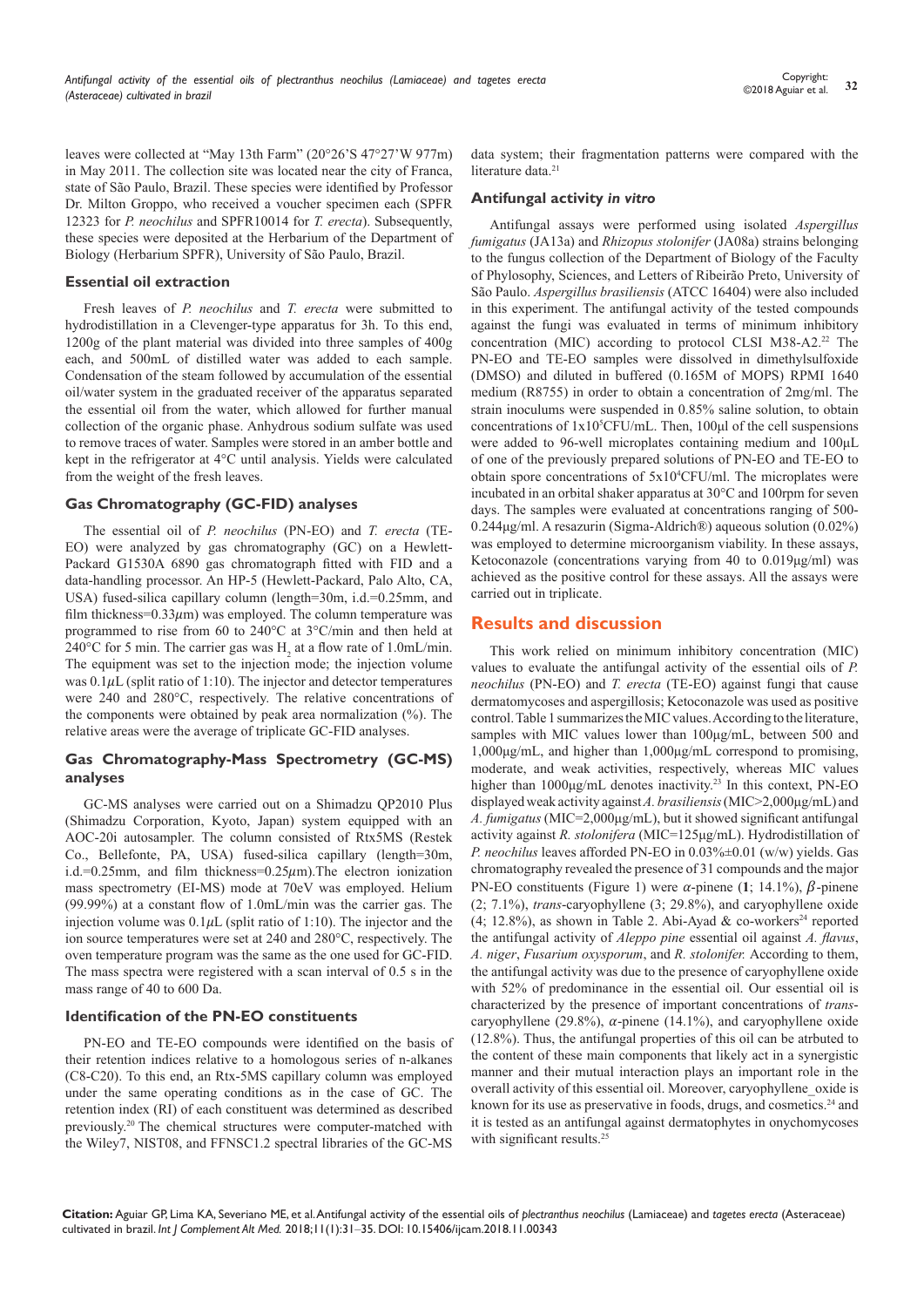leaves were collected at "May 13th Farm" (20°26'S 47°27'W 977m) in May 2011. The collection site was located near the city of Franca, state of São Paulo, Brazil. These species were identified by Professor Dr. Milton Groppo, who received a voucher specimen each (SPFR 12323 for *P. neochilus* and SPFR10014 for *T. erecta*). Subsequently, these species were deposited at the Herbarium of the Department of Biology (Herbarium SPFR), University of São Paulo, Brazil.

### Essential oil extraction

Fresh leaves of *P. neochilus* and *T. erecta* were submitted to hydrodistillation in a Clevenger-type apparatus for 3h. To this end, 1200g of the plant material was divided into three samples of 400g each, and 500mL of distilled water was added to each sample. Condensation of the steam followed by accumulation of the essential oil/water system in the graduated receiver of the apparatus separated the essential oil from the water, which allowed for further manual collection of the organic phase. Anhydrous sodium sulfate was used to remove traces of water. Samples were stored in an amber bottle and kept in the refrigerator at 4°C until analysis. Yields were calculated from the weight of the fresh leaves.

### Gas Chromatography (GC-FID) analyses

The essential oil of *P. neochilus* (PN-EO) and *T. erecta* (TE-EO) were analyzed by gas chromatography (GC) on a Hewlett-Packard G1530A 6890 gas chromatograph fitted with FID and a data-handling processor. An HP-5 (Hewlett-Packard, Palo Alto, CA, USA) fused-silica capillary column (length=30m, i.d.=0.25mm, and film thickness=0.33$\mu$m) was employed. The column temperature was programmed to rise from 60 to 240°C at 3°C/min and then held at 240°C for 5 min. The carrier gas was $H_2$ at a flow rate of 1.0mL/min. The equipment was set to the injection mode; the injection volume was 0.1$\mu$L (split ratio of 1:10). The injector and detector temperatures were 240 and 280°C, respectively. The relative concentrations of the components were obtained by peak area normalization (%). The relative areas were the average of triplicate GC-FID analyses.

### Gas Chromatography-Mass Spectrometry (GC-MS) analyses

GC-MS analyses were carried out on a Shimadzu QP2010 Plus (Shimadzu Corporation, Kyoto, Japan) system equipped with an AOC-20i autosampler. The column consisted of Rtx5MS (Restek Co., Bellefonte, PA, USA) fused-silica capillary (length=30m, i.d.=0.25mm, and film thickness=0.25$\mu$m).The electron ionization mass spectrometry (EI-MS) mode at 70eV was employed. Helium (99.99%) at a constant flow of 1.0mL/min was the carrier gas. The injection volume was 0.1$\mu$L (split ratio of 1:10). The injector and the ion source temperatures were set at 240 and 280°C, respectively. The oven temperature program was the same as the one used for GC-FID. The mass spectra were registered with a scan interval of 0.5 s in the mass range of 40 to 600 Da.

### Identification of the PN-EO constituents

PN-EO and TE-EO compounds were identified on the basis of their retention indices relative to a homologous series of n-alkanes (C8-C20). To this end, an Rtx-5MS capillary column was employed under the same operating conditions as in the case of GC. The retention index (RI) of each constituent was determined as described previously.[20] The chemical structures were computer-matched with the Wiley7, NIST08, and FFNSC1.2 spectral libraries of the GC-MS data system; their fragmentation patterns were compared with the literature data.[21]

### Antifungal activity *in vitro*

Antifungal assays were performed using isolated *Aspergillus fumigatus* (JA13a) and *Rhizopus stolonifer* (JA08a) strains belonging to the fungus collection of the Department of Biology of the Faculty of Phylosophy, Sciences, and Letters of Ribeirão Preto, University of São Paulo. *Aspergillus brasiliensis* (ATCC 16404) were also included in this experiment. The antifungal activity of the tested compounds against the fungi was evaluated in terms of minimum inhibitory concentration (MIC) according to protocol CLSI M38-A2.[22] The PN-EO and TE-EO samples were dissolved in dimethylsulfoxide (DMSO) and diluted in buffered (0.165M of MOPS) RPMI 1640 medium (R8755) in order to obtain a concentration of 2mg/ml. The strain inoculums were suspended in 0.85% saline solution, to obtain concentrations of $1\times10^5$CFU/mL. Then, 100µl of the cell suspensions were added to 96-well microplates containing medium and 100µL of one of the previously prepared solutions of PN-EO and TE-EO to obtain spore concentrations of $5\times10^4$CFU/ml. The microplates were incubated in an orbital shaker apparatus at 30°C and 100rpm for seven days. The samples were evaluated at concentrations ranging of 500-0.244µg/ml. A resazurin (Sigma-Aldrich®) aqueous solution (0.02%) was employed to determine microorganism viability. In these assays, Ketoconazole (concentrations varying from 40 to 0.019µg/ml) was achieved as the positive control for these assays. All the assays were carried out in triplicate.

## Results and discussion

This work relied on minimum inhibitory concentration (MIC) values to evaluate the antifungal activity of the essential oils of *P. neochilus* (PN-EO) and *T. erecta* (TE-EO) against fungi that cause dermatomycoses and aspergillosis; Ketoconazole was used as positive control. Table 1 summarizes the MIC values. According to the literature, samples with MIC values lower than 100µg/mL, between 500 and 1,000µg/mL, and higher than 1,000µg/mL correspond to promising, moderate, and weak activities, respectively, whereas MIC values higher than 1000µg/mL denotes inactivity.[23] In this context, PN-EO displayed weak activity against *A. brasiliensis* (MIC>2,000µg/mL) and *A. fumigatus* (MIC=2,000µg/mL), but it showed significant antifungal activity against *R. stolonifera* (MIC=125µg/mL). Hydrodistillation of *P. neochilus* leaves afforded PN-EO in 0.03%±0.01 (w/w) yields. Gas chromatography revealed the presence of 31 compounds and the major PN-EO constituents (Figure 1) were $\alpha$-pinene (**1**; 14.1%), $\beta$-pinene (2; 7.1%), *trans*-caryophyllene (3; 29.8%), and caryophyllene oxide (4; 12.8%), as shown in Table 2. Abi-Ayad & co-workers[24] reported the antifungal activity of *Aleppo pine* essential oil against *A. flavus*, *A. niger*, *Fusarium oxysporum*, and *R. stolonifer.* According to them, the antifungal activity was due to the presence of caryophyllene oxide with 52% of predominance in the essential oil. Our essential oil is characterized by the presence of important concentrations of *trans*-caryophyllene (29.8%), $\alpha$-pinene (14.1%), and caryophyllene oxide (12.8%). Thus, the antifungal properties of this oil can be atrbuted to the content of these main components that likely act in a synergistic manner and their mutual interaction plays an important role in the overall activity of this essential oil. Moreover, caryophyllene_oxide is known for its use as preservative in foods, drugs, and cosmetics.[24] and it is tested as an antifungal against dermatophytes in onychomycoses with significant results.[25]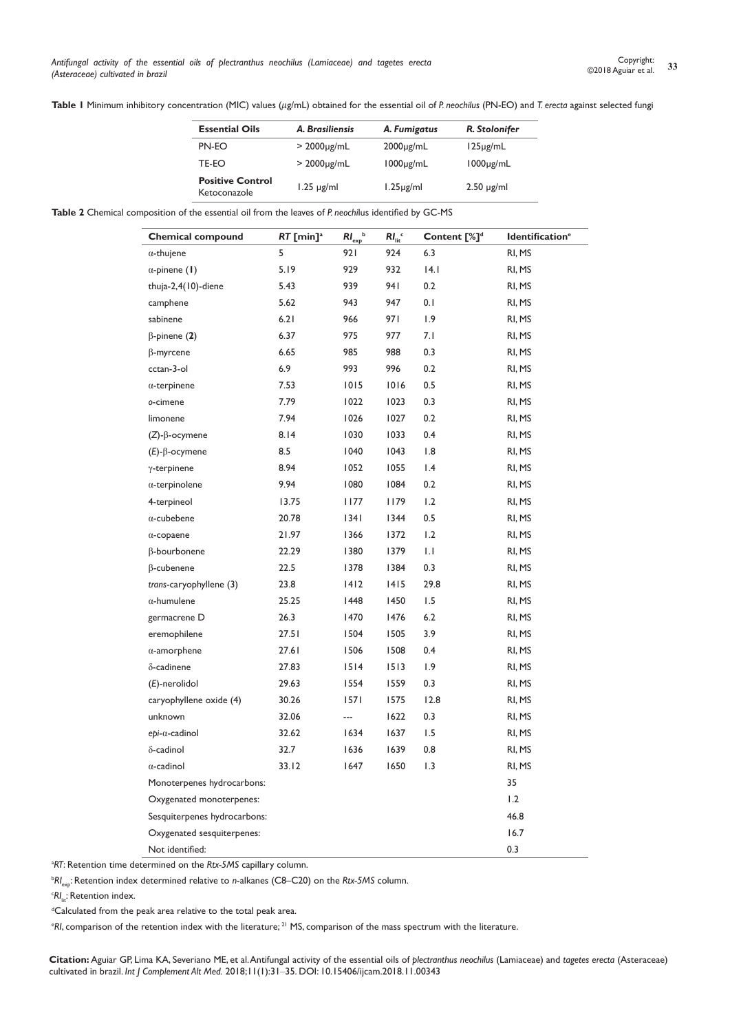**Table 1** Minimum inhibitory concentration (MIC) values (μg/mL) obtained for the essential oil of *P. neochilus* (PN-EO) and *T. erecta* against selected fungi

| Essential Oils | *A. Brasiliensis* | *A. Fumigatus* | *R. Stolonifer* |
|---|---|---|---|
| PN-EO | > 2000μg/mL | 2000μg/mL | 125μg/mL |
| TE-EO | > 2000μg/mL | 1000μg/mL | 1000μg/mL |
| **Positive Control** Ketoconazole | 1.25 μg/ml | 1.25μg/ml | 2.50 μg/ml |

**Table 2** Chemical composition of the essential oil from the leaves of *P. neochilus* identified by GC-MS

| Chemical compound | *RT* [min][a] | $RI_{exp}$[b] | $RI_{lit}$[c] | Content [%][d] | Identification[e] |
|---|---|---|---|---|---|
| α-thujene | 5 | 921 | 924 | 6.3 | RI, MS |
| α-pinene (**1**) | 5.19 | 929 | 932 | 14.1 | RI, MS |
| thuja-2,4(10)-diene | 5.43 | 939 | 941 | 0.2 | RI, MS |
| camphene | 5.62 | 943 | 947 | 0.1 | RI, MS |
| sabinene | 6.21 | 966 | 971 | 1.9 | RI, MS |
| β-pinene (**2**) | 6.37 | 975 | 977 | 7.1 | RI, MS |
| β-myrcene | 6.65 | 985 | 988 | 0.3 | RI, MS |
| cctan-3-ol | 6.9 | 993 | 996 | 0.2 | RI, MS |
| α-terpinene | 7.53 | 1015 | 1016 | 0.5 | RI, MS |
| *o*-cimene | 7.79 | 1022 | 1023 | 0.3 | RI, MS |
| limonene | 7.94 | 1026 | 1027 | 0.2 | RI, MS |
| (*Z*)-β-ocymene | 8.14 | 1030 | 1033 | 0.4 | RI, MS |
| (*E*)-β-ocymene | 8.5 | 1040 | 1043 | 1.8 | RI, MS |
| γ-terpinene | 8.94 | 1052 | 1055 | 1.4 | RI, MS |
| α-terpinolene | 9.94 | 1080 | 1084 | 0.2 | RI, MS |
| 4-terpineol | 13.75 | 1177 | 1179 | 1.2 | RI, MS |
| α-cubebene | 20.78 | 1341 | 1344 | 0.5 | RI, MS |
| α-copaene | 21.97 | 1366 | 1372 | 1.2 | RI, MS |
| β-bourbonene | 22.29 | 1380 | 1379 | 1.1 | RI, MS |
| β-cubenene | 22.5 | 1378 | 1384 | 0.3 | RI, MS |
| *trans*-caryophyllene (3) | 23.8 | 1412 | 1415 | 29.8 | RI, MS |
| α-humulene | 25.25 | 1448 | 1450 | 1.5 | RI, MS |
| germacrene D | 26.3 | 1470 | 1476 | 6.2 | RI, MS |
| eremophilene | 27.51 | 1504 | 1505 | 3.9 | RI, MS |
| α-amorphene | 27.61 | 1506 | 1508 | 0.4 | RI, MS |
| δ-cadinene | 27.83 | 1514 | 1513 | 1.9 | RI, MS |
| (*E*)-nerolidol | 29.63 | 1554 | 1559 | 0.3 | RI, MS |
| caryophyllene oxide (4) | 30.26 | 1571 | 1575 | 12.8 | RI, MS |
| unknown | 32.06 | --- | 1622 | 0.3 | RI, MS |
| *epi*-α-cadinol | 32.62 | 1634 | 1637 | 1.5 | RI, MS |
| δ-cadinol | 32.7 | 1636 | 1639 | 0.8 | RI, MS |
| α-cadinol | 33.12 | 1647 | 1650 | 1.3 | RI, MS |
| Monoterpenes hydrocarbons: | | | | | 35 |
| Oxygenated monoterpenes: | | | | | 1.2 |
| Sesquiterpenes hydrocarbons: | | | | | 46.8 |
| Oxygenated sesquiterpenes: | | | | | 16.7 |
| Not identified: | | | | | 0.3 |

[a]*RT*: Retention time determined on the *Rtx-5MS* capillary column.

[b]$RI_{exp}$: Retention index determined relative to *n*-alkanes (C8–C20) on the *Rtx-5MS* column.

[c]$RI_{lit}$: Retention index.

[d]Calculated from the peak area relative to the total peak area.

[e]*RI*, comparison of the retention index with the literature;[21] MS, comparison of the mass spectrum with the literature.

**Citation:** Aguiar GP, Lima KA, Severiano ME, et al. Antifungal activity of the essential oils of *plectranthus neochilus* (Lamiaceae) and *tagetes erecta* (Asteraceae) cultivated in brazil. *Int J Complement Alt Med.* 2018;11(1):31‒35. DOI: 10.15406/ijcam.2018.11.00343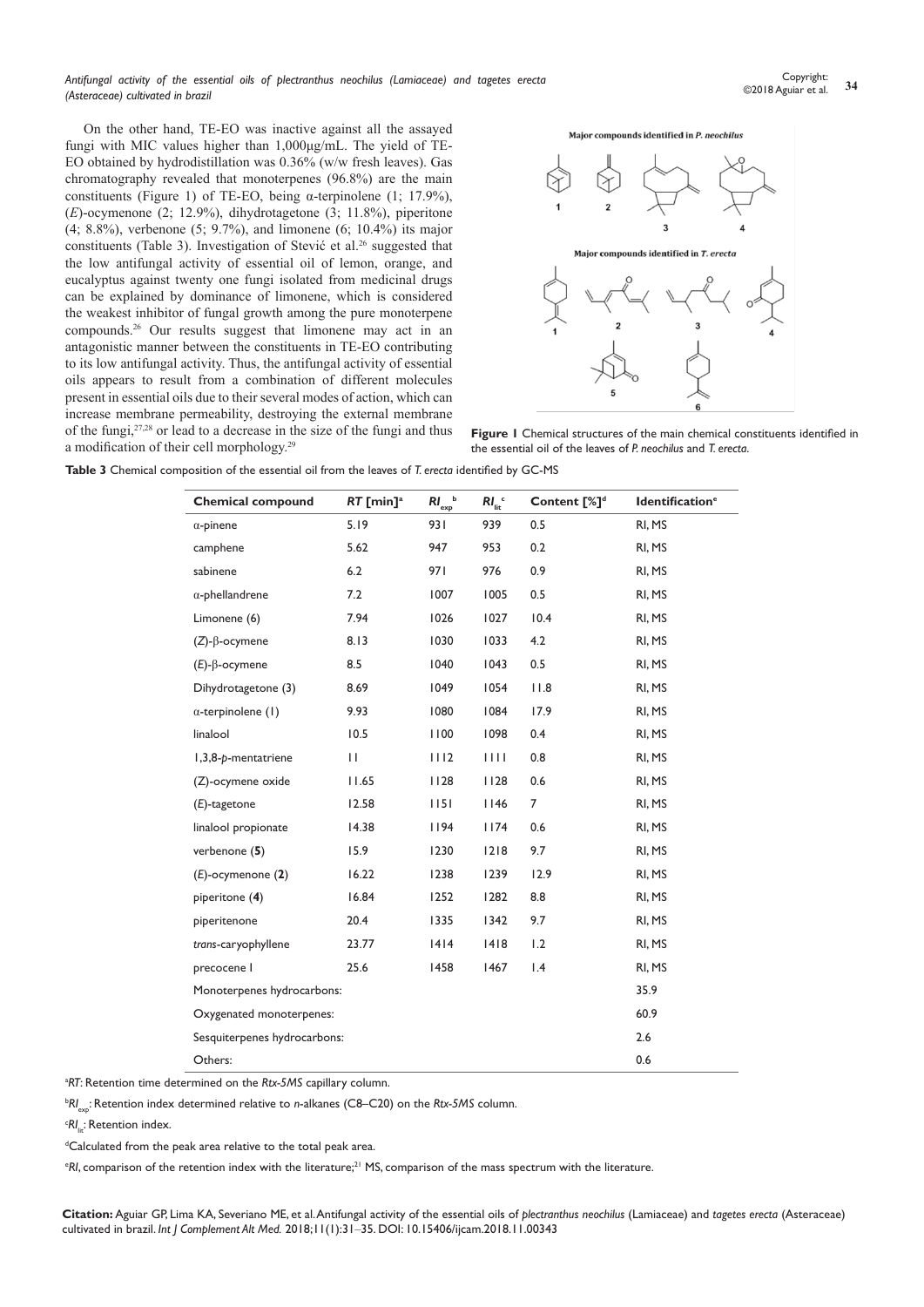On the other hand, TE-EO was inactive against all the assayed fungi with MIC values higher than 1,000µg/mL. The yield of TE-EO obtained by hydrodistillation was 0.36% (w/w fresh leaves). Gas chromatography revealed that monoterpenes (96.8%) are the main constituents (Figure 1) of TE-EO, being α-terpinolene (1; 17.9%), (*E*)-ocymenone (2; 12.9%), dihydrotagetone (3; 11.8%), piperitone (4; 8.8%), verbenone (5; 9.7%), and limonene (6; 10.4%) its major constituents (Table 3). Investigation of Stević et al.[26] suggested that the low antifungal activity of essential oil of lemon, orange, and eucalyptus against twenty one fungi isolated from medicinal drugs can be explained by dominance of limonene, which is considered the weakest inhibitor of fungal growth among the pure monoterpene compounds.[26] Our results suggest that limonene may act in an antagonistic manner between the constituents in TE-EO contributing to its low antifungal activity. Thus, the antifungal activity of essential oils appears to result from a combination of different molecules present in essential oils due to their several modes of action, which can increase membrane permeability, destroying the external membrane of the fungi,[27,28] or lead to a decrease in the size of the fungi and thus a modification of their cell morphology.[29]

**Figure 1** Chemical structures of the main chemical constituents identified in the essential oil of the leaves of *P. neochilus* and *T. erecta*.

**Table 3** Chemical composition of the essential oil from the leaves of *T. erecta* identified by GC-MS

| Chemical compound | *RT* [min][a] | $RI_{exp}$[b] | $RI_{lit}$[c] | Content [%][d] | Identification[e] |
|---|---|---|---|---|---|
| α-pinene | 5.19 | 931 | 939 | 0.5 | RI, MS |
| camphene | 5.62 | 947 | 953 | 0.2 | RI, MS |
| sabinene | 6.2 | 971 | 976 | 0.9 | RI, MS |
| α-phellandrene | 7.2 | 1007 | 1005 | 0.5 | RI, MS |
| Limonene (6) | 7.94 | 1026 | 1027 | 10.4 | RI, MS |
| (*Z*)-β-ocymene | 8.13 | 1030 | 1033 | 4.2 | RI, MS |
| (*E*)-β-ocymene | 8.5 | 1040 | 1043 | 0.5 | RI, MS |
| Dihydrotagetone (3) | 8.69 | 1049 | 1054 | 11.8 | RI, MS |
| α-terpinolene (1) | 9.93 | 1080 | 1084 | 17.9 | RI, MS |
| linalool | 10.5 | 1100 | 1098 | 0.4 | RI, MS |
| 1,3,8-*p*-mentatriene | 11 | 1112 | 1111 | 0.8 | RI, MS |
| (Z)-ocymene oxide | 11.65 | 1128 | 1128 | 0.6 | RI, MS |
| (*E*)-tagetone | 12.58 | 1151 | 1146 | 7 | RI, MS |
| linalool propionate | 14.38 | 1194 | 1174 | 0.6 | RI, MS |
| verbenone (**5**) | 15.9 | 1230 | 1218 | 9.7 | RI, MS |
| (*E*)-ocymenone (**2**) | 16.22 | 1238 | 1239 | 12.9 | RI, MS |
| piperitone (**4**) | 16.84 | 1252 | 1282 | 8.8 | RI, MS |
| piperitenone | 20.4 | 1335 | 1342 | 9.7 | RI, MS |
| *trans*-caryophyllene | 23.77 | 1414 | 1418 | 1.2 | RI, MS |
| precocene I | 25.6 | 1458 | 1467 | 1.4 | RI, MS |
| Monoterpenes hydrocarbons: | | | | | 35.9 |
| Oxygenated monoterpenes: | | | | | 60.9 |
| Sesquiterpenes hydrocarbons: | | | | | 2.6 |
| Others: | | | | | 0.6 |

[a]*RT*: Retention time determined on the *Rtx-5MS* capillary column.

[b]$RI_{exp}$: Retention index determined relative to *n*-alkanes (C8–C20) on the *Rtx-5MS* column.

[c]$RI_{lit}$: Retention index.

[d]Calculated from the peak area relative to the total peak area.

[e]*RI*, comparison of the retention index with the literature;[21] MS, comparison of the mass spectrum with the literature.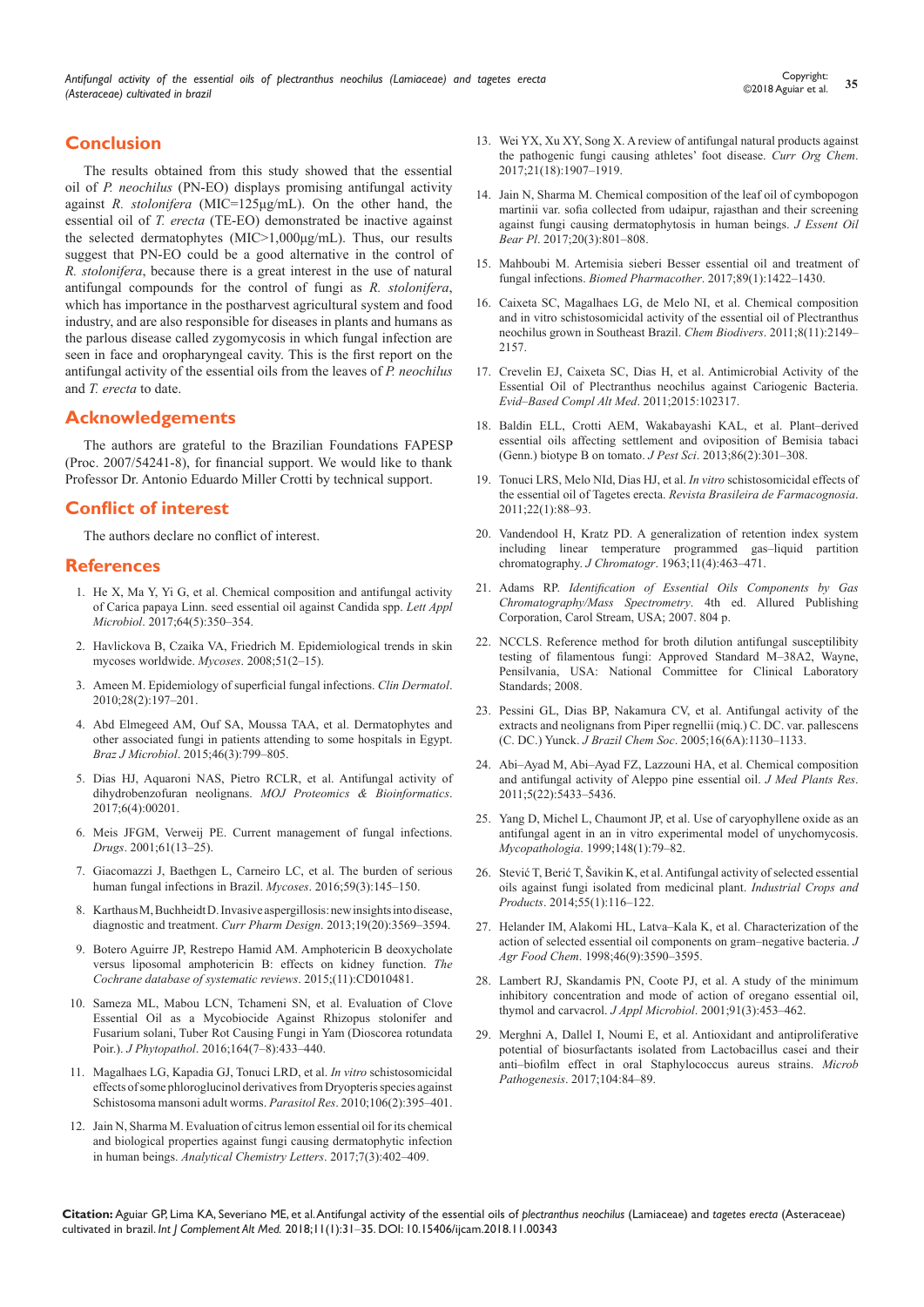## Conclusion

The results obtained from this study showed that the essential oil of *P. neochilus* (PN-EO) displays promising antifungal activity against *R. stolonifera* (MIC=125μg/mL). On the other hand, the essential oil of *T. erecta* (TE-EO) demonstrated be inactive against the selected dermatophytes (MIC>1,000μg/mL). Thus, our results suggest that PN-EO could be a good alternative in the control of *R. stolonifera*, because there is a great interest in the use of natural antifungal compounds for the control of fungi as *R. stolonifera*, which has importance in the postharvest agricultural system and food industry, and are also responsible for diseases in plants and humans as the parlous disease called zygomycosis in which fungal infection are seen in face and oropharyngeal cavity. This is the first report on the antifungal activity of the essential oils from the leaves of *P. neochilus* and *T. erecta* to date.

## Acknowledgements

The authors are grateful to the Brazilian Foundations FAPESP (Proc. 2007/54241-8), for financial support. We would like to thank Professor Dr. Antonio Eduardo Miller Crotti by technical support.

## Conflict of interest

The authors declare no conflict of interest.

## References

1. He X, Ma Y, Yi G, et al. Chemical composition and antifungal activity of Carica papaya Linn. seed essential oil against Candida spp. *Lett Appl Microbiol*. 2017;64(5):350–354.
2. Havlickova B, Czaika VA, Friedrich M. Epidemiological trends in skin mycoses worldwide. *Mycoses*. 2008;51(2–15).
3. Ameen M. Epidemiology of superficial fungal infections. *Clin Dermatol*. 2010;28(2):197–201.
4. Abd Elmegeed AM, Ouf SA, Moussa TAA, et al. Dermatophytes and other associated fungi in patients attending to some hospitals in Egypt. *Braz J Microbiol*. 2015;46(3):799–805.
5. Dias HJ, Aquaroni NAS, Pietro RCLR, et al. Antifungal activity of dihydrobenzofuran neolignans. *MOJ Proteomics & Bioinformatics*. 2017;6(4):00201.
6. Meis JFGM, Verweij PE. Current management of fungal infections. *Drugs*. 2001;61(13–25).
7. Giacomazzi J, Baethgen L, Carneiro LC, et al. The burden of serious human fungal infections in Brazil. *Mycoses*. 2016;59(3):145–150.
8. Karthaus M, Buchheidt D. Invasive aspergillosis: new insights into disease, diagnostic and treatment. *Curr Pharm Design*. 2013;19(20):3569–3594.
9. Botero Aguirre JP, Restrepo Hamid AM. Amphotericin B deoxycholate versus liposomal amphotericin B: effects on kidney function. *The Cochrane database of systematic reviews*. 2015;(11):CD010481.
10. Sameza ML, Mabou LCN, Tchameni SN, et al. Evaluation of Clove Essential Oil as a Mycobiocide Against Rhizopus stolonifer and Fusarium solani, Tuber Rot Causing Fungi in Yam (Dioscorea rotundata Poir.). *J Phytopathol*. 2016;164(7–8):433–440.
11. Magalhaes LG, Kapadia GJ, Tonuci LRD, et al. *In vitro* schistosomicidal effects of some phloroglucinol derivatives from Dryopteris species against Schistosoma mansoni adult worms. *Parasitol Res*. 2010;106(2):395–401.
12. Jain N, Sharma M. Evaluation of citrus lemon essential oil for its chemical and biological properties against fungi causing dermatophytic infection in human beings. *Analytical Chemistry Letters*. 2017;7(3):402–409.
13. Wei YX, Xu XY, Song X. A review of antifungal natural products against the pathogenic fungi causing athletes' foot disease. *Curr Org Chem*. 2017;21(18):1907–1919.
14. Jain N, Sharma M. Chemical composition of the leaf oil of cymbopogon martinii var. sofia collected from udaipur, rajasthan and their screening against fungi causing dermatophytosis in human beings. *J Essent Oil Bear Pl*. 2017;20(3):801–808.
15. Mahboubi M. Artemisia sieberi Besser essential oil and treatment of fungal infections. *Biomed Pharmacother*. 2017;89(1):1422–1430.
16. Caixeta SC, Magalhaes LG, de Melo NI, et al. Chemical composition and in vitro schistosomicidal activity of the essential oil of Plectranthus neochilus grown in Southeast Brazil. *Chem Biodivers*. 2011;8(11):2149–2157.
17. Crevelin EJ, Caixeta SC, Dias H, et al. Antimicrobial Activity of the Essential Oil of Plectranthus neochilus against Cariogenic Bacteria. *Evid–Based Compl Alt Med*. 2011;2015:102317.
18. Baldin ELL, Crotti AEM, Wakabayashi KAL, et al. Plant–derived essential oils affecting settlement and oviposition of Bemisia tabaci (Genn.) biotype B on tomato. *J Pest Sci*. 2013;86(2):301–308.
19. Tonuci LRS, Melo NId, Dias HJ, et al. *In vitro* schistosomicidal effects of the essential oil of Tagetes erecta. *Revista Brasileira de Farmacognosia*. 2011;22(1):88–93.
20. Vandendool H, Kratz PD. A generalization of retention index system including linear temperature programmed gas–liquid partition chromatography. *J Chromatogr*. 1963;11(4):463–471.
21. Adams RP. *Identification of Essential Oils Components by Gas Chromatography/Mass Spectrometry*. 4th ed. Allured Publishing Corporation, Carol Stream, USA; 2007. 804 p.
22. NCCLS. Reference method for broth dilution antifungal susceptibility testing of filamentous fungi: Approved Standard M–38A2, Wayne, Pensilvania, USA: National Committee for Clinical Laboratory Standards; 2008.
23. Pessini GL, Dias BP, Nakamura CV, et al. Antifungal activity of the extracts and neolignans from Piper regnellii (miq.) C. DC. var. pallescens (C. DC.) Yunck. *J Brazil Chem Soc*. 2005;16(6A):1130–1133.
24. Abi–Ayad M, Abi–Ayad FZ, Lazzouni HA, et al. Chemical composition and antifungal activity of Aleppo pine essential oil. *J Med Plants Res*. 2011;5(22):5433–5436.
25. Yang D, Michel L, Chaumont JP, et al. Use of caryophyllene oxide as an antifungal agent in an in vitro experimental model of unychomycosis. *Mycopathologia*. 1999;148(1):79–82.
26. Stević T, Berić T, Šavikin K, et al. Antifungal activity of selected essential oils against fungi isolated from medicinal plant. *Industrial Crops and Products*. 2014;55(1):116–122.
27. Helander IM, Alakomi HL, Latva–Kala K, et al. Characterization of the action of selected essential oil components on gram–negative bacteria. *J Agr Food Chem*. 1998;46(9):3590–3595.
28. Lambert RJ, Skandamis PN, Coote PJ, et al. A study of the minimum inhibitory concentration and mode of action of oregano essential oil, thymol and carvacrol. *J Appl Microbiol*. 2001;91(3):453–462.
29. Merghni A, Dallel I, Noumi E, et al. Antioxidant and antiproliferative potential of biosurfactants isolated from Lactobacillus casei and their anti–biofilm effect in oral Staphylococcus aureus strains. *Microb Pathogenesis*. 2017;104:84–89.